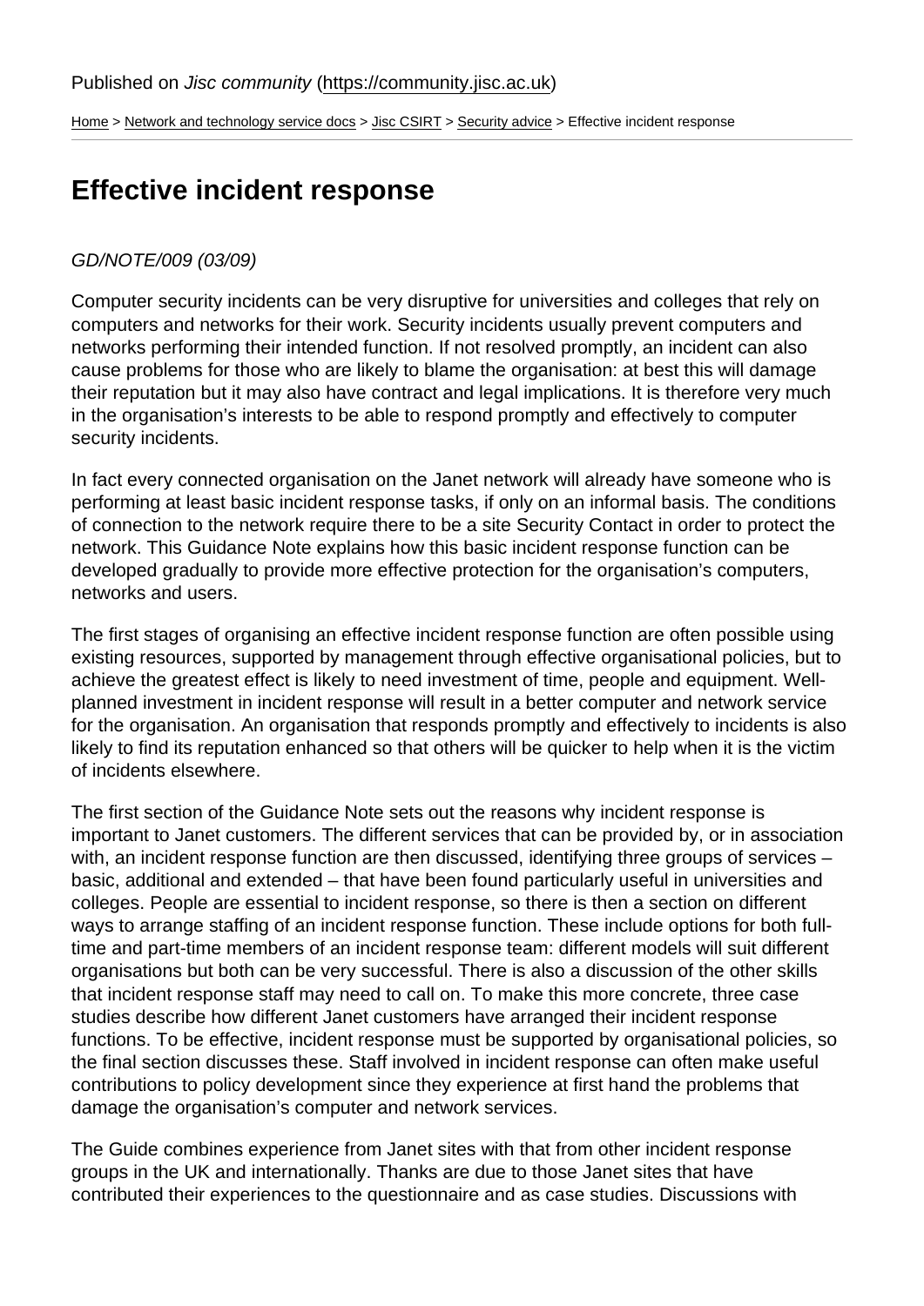Published on *Jisc community* (https://community.jisc.ac.uk)

Home > Network and technology service docs > Jisc CSIRT > Security advice > Effective incident response

# Effective incident response

*GD/NOTE/009 (03/09)*

Computer security incidents can be very disruptive for universities and colleges that rely on computers and networks for their work. Security incidents usually prevent computers and networks performing their intended function. If not resolved promptly, an incident can also cause problems for those who are likely to blame the organisation: at best this will damage their reputation but it may also have contract and legal implications. It is therefore very much in the organisation's interests to be able to respond promptly and effectively to computer security incidents.

In fact every connected organisation on the Janet network will already have someone who is performing at least basic incident response tasks, if only on an informal basis. The conditions of connection to the network require there to be a site Security Contact in order to protect the network. This Guidance Note explains how this basic incident response function can be developed gradually to provide more effective protection for the organisation's computers, networks and users.

The first stages of organising an effective incident response function are often possible using existing resources, supported by management through effective organisational policies, but to achieve the greatest effect is likely to need investment of time, people and equipment. Well-planned investment in incident response will result in a better computer and network service for the organisation. An organisation that responds promptly and effectively to incidents is also likely to find its reputation enhanced so that others will be quicker to help when it is the victim of incidents elsewhere.

The first section of the Guidance Note sets out the reasons why incident response is important to Janet customers. The different services that can be provided by, or in association with, an incident response function are then discussed, identifying three groups of services – basic, additional and extended – that have been found particularly useful in universities and colleges. People are essential to incident response, so there is then a section on different ways to arrange staffing of an incident response function. These include options for both full-time and part-time members of an incident response team: different models will suit different organisations but both can be very successful. There is also a discussion of the other skills that incident response staff may need to call on. To make this more concrete, three case studies describe how different Janet customers have arranged their incident response functions. To be effective, incident response must be supported by organisational policies, so the final section discusses these. Staff involved in incident response can often make useful contributions to policy development since they experience at first hand the problems that damage the organisation's computer and network services.

The Guide combines experience from Janet sites with that from other incident response groups in the UK and internationally. Thanks are due to those Janet sites that have contributed their experiences to the questionnaire and as case studies. Discussions with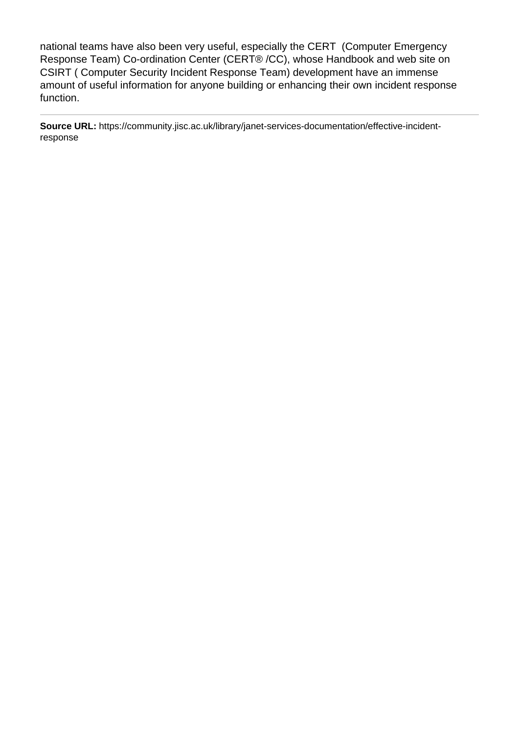national teams have also been very useful, especially the CERT (Computer Emergency Response Team) Co-ordination Center (CERT® /CC), whose Handbook and web site on CSIRT ( Computer Security Incident Response Team) development have an immense amount of useful information for anyone building or enhancing their own incident response function.

---

**Source URL:** https://community.jisc.ac.uk/library/janet-services-documentation/effective-incident-response